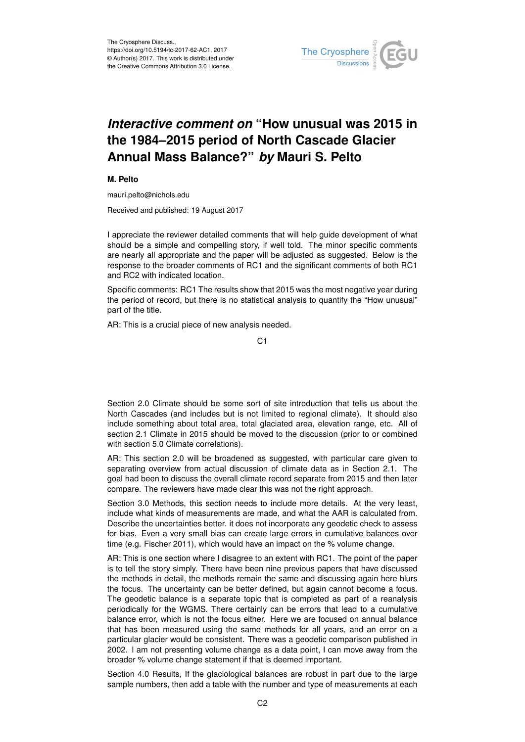# *Interactive comment on* "How unusual was 2015 in the 1984–2015 period of North Cascade Glacier Annual Mass Balance?" *by* Mauri S. Pelto

**M. Pelto**

mauri.pelto@nichols.edu

Received and published: 19 August 2017

I appreciate the reviewer detailed comments that will help guide development of what should be a simple and compelling story, if well told. The minor specific comments are nearly all appropriate and the paper will be adjusted as suggested. Below is the response to the broader comments of RC1 and the significant comments of both RC1 and RC2 with indicated location.

Specific comments: RC1 The results show that 2015 was the most negative year during the period of record, but there is no statistical analysis to quantify the "How unusual" part of the title.

AR: This is a crucial piece of new analysis needed.

Section 2.0 Climate should be some sort of site introduction that tells us about the North Cascades (and includes but is not limited to regional climate). It should also include something about total area, total glaciated area, elevation range, etc. All of section 2.1 Climate in 2015 should be moved to the discussion (prior to or combined with section 5.0 Climate correlations).

AR: This section 2.0 will be broadened as suggested, with particular care given to separating overview from actual discussion of climate data as in Section 2.1. The goal had been to discuss the overall climate record separate from 2015 and then later compare. The reviewers have made clear this was not the right approach.

Section 3.0 Methods, this section needs to include more details. At the very least, include what kinds of measurements are made, and what the AAR is calculated from. Describe the uncertainties better. it does not incorporate any geodetic check to assess for bias. Even a very small bias can create large errors in cumulative balances over time (e.g. Fischer 2011), which would have an impact on the % volume change.

AR: This is one section where I disagree to an extent with RC1. The point of the paper is to tell the story simply. There have been nine previous papers that have discussed the methods in detail, the methods remain the same and discussing again here blurs the focus. The uncertainty can be better defined, but again cannot become a focus. The geodetic balance is a separate topic that is completed as part of a reanalysis periodically for the WGMS. There certainly can be errors that lead to a cumulative balance error, which is not the focus either. Here we are focused on annual balance that has been measured using the same methods for all years, and an error on a particular glacier would be consistent. There was a geodetic comparison published in 2002. I am not presenting volume change as a data point, I can move away from the broader % volume change statement if that is deemed important.

Section 4.0 Results, If the glaciological balances are robust in part due to the large sample numbers, then add a table with the number and type of measurements at each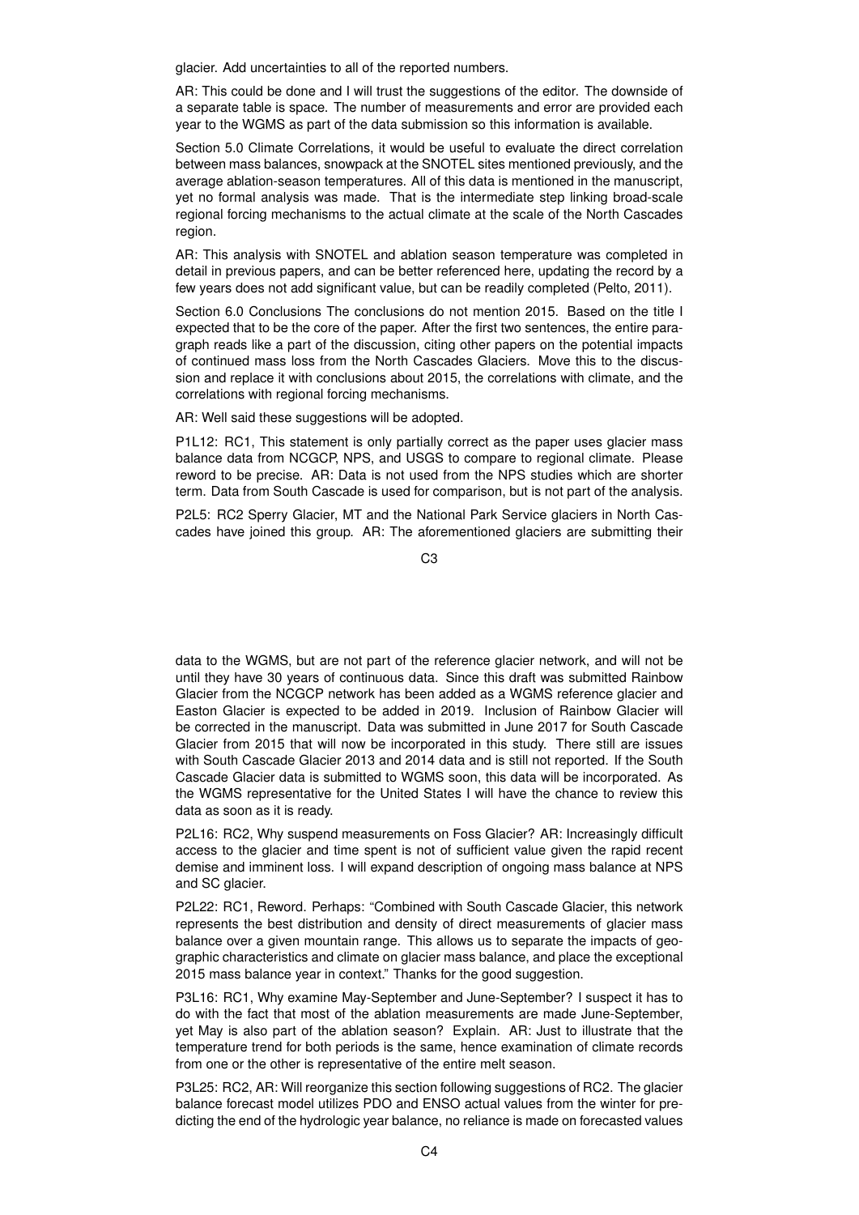glacier. Add uncertainties to all of the reported numbers.

AR: This could be done and I will trust the suggestions of the editor. The downside of a separate table is space. The number of measurements and error are provided each year to the WGMS as part of the data submission so this information is available.

Section 5.0 Climate Correlations, it would be useful to evaluate the direct correlation between mass balances, snowpack at the SNOTEL sites mentioned previously, and the average ablation-season temperatures. All of this data is mentioned in the manuscript, yet no formal analysis was made. That is the intermediate step linking broad-scale regional forcing mechanisms to the actual climate at the scale of the North Cascades region.

AR: This analysis with SNOTEL and ablation season temperature was completed in detail in previous papers, and can be better referenced here, updating the record by a few years does not add significant value, but can be readily completed (Pelto, 2011).

Section 6.0 Conclusions The conclusions do not mention 2015. Based on the title I expected that to be the core of the paper. After the first two sentences, the entire paragraph reads like a part of the discussion, citing other papers on the potential impacts of continued mass loss from the North Cascades Glaciers. Move this to the discussion and replace it with conclusions about 2015, the correlations with climate, and the correlations with regional forcing mechanisms.

AR: Well said these suggestions will be adopted.

P1L12: RC1, This statement is only partially correct as the paper uses glacier mass balance data from NCGCP, NPS, and USGS to compare to regional climate. Please reword to be precise. AR: Data is not used from the NPS studies which are shorter term. Data from South Cascade is used for comparison, but is not part of the analysis.

P2L5: RC2 Sperry Glacier, MT and the National Park Service glaciers in North Cascades have joined this group. AR: The aforementioned glaciers are submitting their data to the WGMS, but are not part of the reference glacier network, and will not be until they have 30 years of continuous data. Since this draft was submitted Rainbow Glacier from the NCGCP network has been added as a WGMS reference glacier and Easton Glacier is expected to be added in 2019. Inclusion of Rainbow Glacier will be corrected in the manuscript. Data was submitted in June 2017 for South Cascade Glacier from 2015 that will now be incorporated in this study. There still are issues with South Cascade Glacier 2013 and 2014 data and is still not reported. If the South Cascade Glacier data is submitted to WGMS soon, this data will be incorporated. As the WGMS representative for the United States I will have the chance to review this data as soon as it is ready.

P2L16: RC2, Why suspend measurements on Foss Glacier? AR: Increasingly difficult access to the glacier and time spent is not of sufficient value given the rapid recent demise and imminent loss. I will expand description of ongoing mass balance at NPS and SC glacier.

P2L22: RC1, Reword. Perhaps: "Combined with South Cascade Glacier, this network represents the best distribution and density of direct measurements of glacier mass balance over a given mountain range. This allows us to separate the impacts of geographic characteristics and climate on glacier mass balance, and place the exceptional 2015 mass balance year in context." Thanks for the good suggestion.

P3L16: RC1, Why examine May-September and June-September? I suspect it has to do with the fact that most of the ablation measurements are made June-September, yet May is also part of the ablation season? Explain. AR: Just to illustrate that the temperature trend for both periods is the same, hence examination of climate records from one or the other is representative of the entire melt season.

P3L25: RC2, AR: Will reorganize this section following suggestions of RC2. The glacier balance forecast model utilizes PDO and ENSO actual values from the winter for predicting the end of the hydrologic year balance, no reliance is made on forecasted values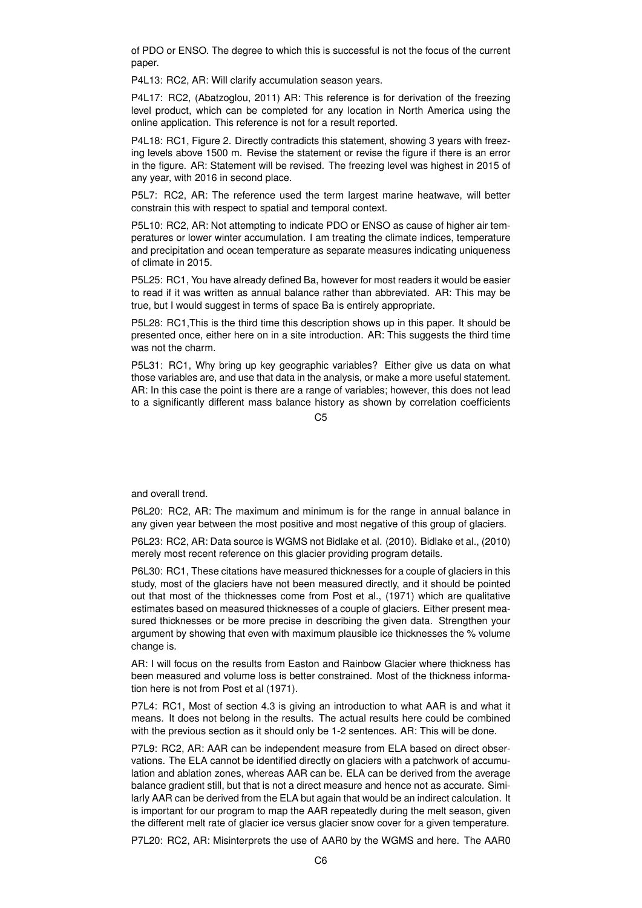of PDO or ENSO. The degree to which this is successful is not the focus of the current paper.

P4L13: RC2, AR: Will clarify accumulation season years.

P4L17: RC2, (Abatzoglou, 2011) AR: This reference is for derivation of the freezing level product, which can be completed for any location in North America using the online application. This reference is not for a result reported.

P4L18: RC1, Figure 2. Directly contradicts this statement, showing 3 years with freezing levels above 1500 m. Revise the statement or revise the figure if there is an error in the figure. AR: Statement will be revised. The freezing level was highest in 2015 of any year, with 2016 in second place.

P5L7: RC2, AR: The reference used the term largest marine heatwave, will better constrain this with respect to spatial and temporal context.

P5L10: RC2, AR: Not attempting to indicate PDO or ENSO as cause of higher air temperatures or lower winter accumulation. I am treating the climate indices, temperature and precipitation and ocean temperature as separate measures indicating uniqueness of climate in 2015.

P5L25: RC1, You have already defined Ba, however for most readers it would be easier to read if it was written as annual balance rather than abbreviated. AR: This may be true, but I would suggest in terms of space Ba is entirely appropriate.

P5L28: RC1,This is the third time this description shows up in this paper. It should be presented once, either here on in a site introduction. AR: This suggests the third time was not the charm.

P5L31: RC1, Why bring up key geographic variables? Either give us data on what those variables are, and use that data in the analysis, or make a more useful statement. AR: In this case the point is there are a range of variables; however, this does not lead to a significantly different mass balance history as shown by correlation coefficients and overall trend.

P6L20: RC2, AR: The maximum and minimum is for the range in annual balance in any given year between the most positive and most negative of this group of glaciers.

P6L23: RC2, AR: Data source is WGMS not Bidlake et al. (2010). Bidlake et al., (2010) merely most recent reference on this glacier providing program details.

P6L30: RC1, These citations have measured thicknesses for a couple of glaciers in this study, most of the glaciers have not been measured directly, and it should be pointed out that most of the thicknesses come from Post et al., (1971) which are qualitative estimates based on measured thicknesses of a couple of glaciers. Either present measured thicknesses or be more precise in describing the given data. Strengthen your argument by showing that even with maximum plausible ice thicknesses the % volume change is.

AR: I will focus on the results from Easton and Rainbow Glacier where thickness has been measured and volume loss is better constrained. Most of the thickness information here is not from Post et al (1971).

P7L4: RC1, Most of section 4.3 is giving an introduction to what AAR is and what it means. It does not belong in the results. The actual results here could be combined with the previous section as it should only be 1-2 sentences. AR: This will be done.

P7L9: RC2, AR: AAR can be independent measure from ELA based on direct observations. The ELA cannot be identified directly on glaciers with a patchwork of accumulation and ablation zones, whereas AAR can be. ELA can be derived from the average balance gradient still, but that is not a direct measure and hence not as accurate. Similarly AAR can be derived from the ELA but again that would be an indirect calculation. It is important for our program to map the AAR repeatedly during the melt season, given the different melt rate of glacier ice versus glacier snow cover for a given temperature.

P7L20: RC2, AR: Misinterprets the use of AAR0 by the WGMS and here. The AAR0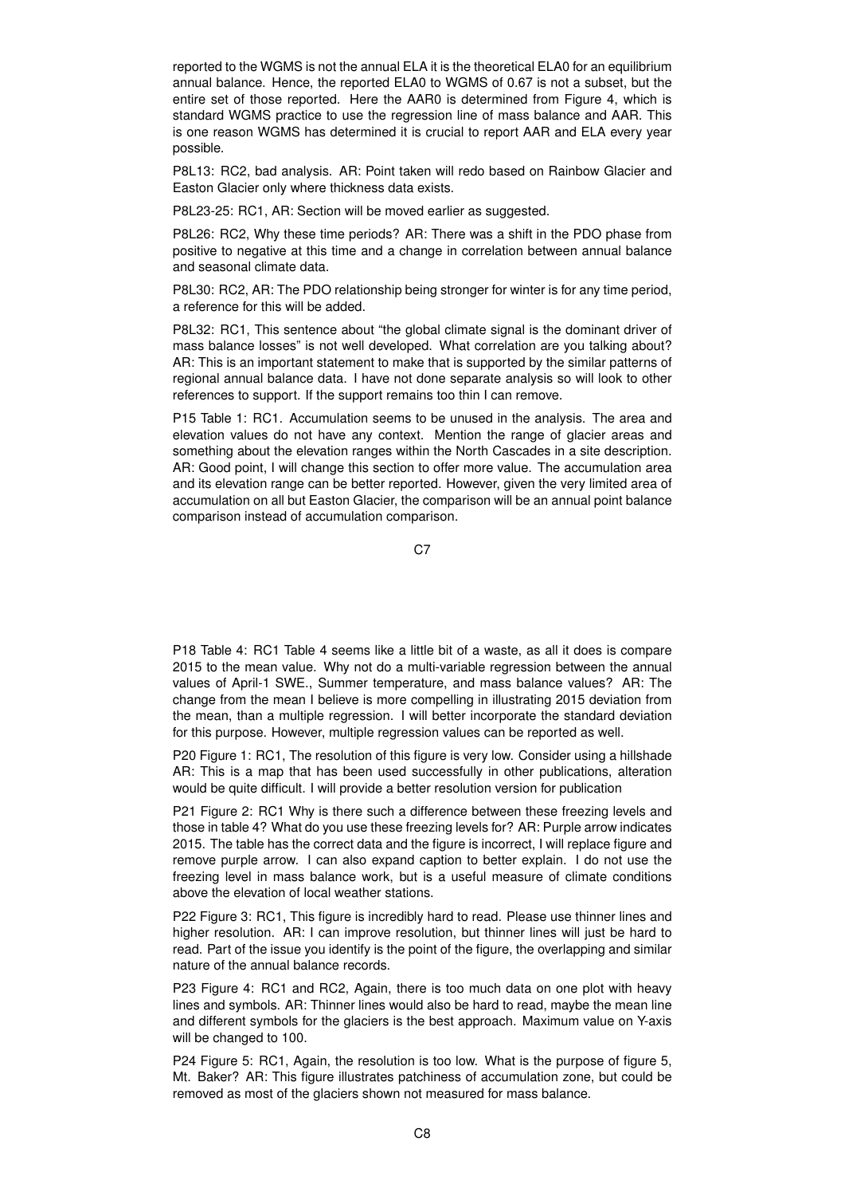reported to the WGMS is not the annual ELA it is the theoretical ELA0 for an equilibrium annual balance. Hence, the reported ELA0 to WGMS of 0.67 is not a subset, but the entire set of those reported. Here the AAR0 is determined from Figure 4, which is standard WGMS practice to use the regression line of mass balance and AAR. This is one reason WGMS has determined it is crucial to report AAR and ELA every year possible.

P8L13: RC2, bad analysis. AR: Point taken will redo based on Rainbow Glacier and Easton Glacier only where thickness data exists.

P8L23-25: RC1, AR: Section will be moved earlier as suggested.

P8L26: RC2, Why these time periods? AR: There was a shift in the PDO phase from positive to negative at this time and a change in correlation between annual balance and seasonal climate data.

P8L30: RC2, AR: The PDO relationship being stronger for winter is for any time period, a reference for this will be added.

P8L32: RC1, This sentence about "the global climate signal is the dominant driver of mass balance losses" is not well developed. What correlation are you talking about? AR: This is an important statement to make that is supported by the similar patterns of regional annual balance data. I have not done separate analysis so will look to other references to support. If the support remains too thin I can remove.

P15 Table 1: RC1. Accumulation seems to be unused in the analysis. The area and elevation values do not have any context. Mention the range of glacier areas and something about the elevation ranges within the North Cascades in a site description. AR: Good point, I will change this section to offer more value. The accumulation area and its elevation range can be better reported. However, given the very limited area of accumulation on all but Easton Glacier, the comparison will be an annual point balance comparison instead of accumulation comparison.

P18 Table 4: RC1 Table 4 seems like a little bit of a waste, as all it does is compare 2015 to the mean value. Why not do a multi-variable regression between the annual values of April-1 SWE., Summer temperature, and mass balance values? AR: The change from the mean I believe is more compelling in illustrating 2015 deviation from the mean, than a multiple regression. I will better incorporate the standard deviation for this purpose. However, multiple regression values can be reported as well.

P20 Figure 1: RC1, The resolution of this figure is very low. Consider using a hillshade AR: This is a map that has been used successfully in other publications, alteration would be quite difficult. I will provide a better resolution version for publication

P21 Figure 2: RC1 Why is there such a difference between these freezing levels and those in table 4? What do you use these freezing levels for? AR: Purple arrow indicates 2015. The table has the correct data and the figure is incorrect, I will replace figure and remove purple arrow. I can also expand caption to better explain. I do not use the freezing level in mass balance work, but is a useful measure of climate conditions above the elevation of local weather stations.

P22 Figure 3: RC1, This figure is incredibly hard to read. Please use thinner lines and higher resolution. AR: I can improve resolution, but thinner lines will just be hard to read. Part of the issue you identify is the point of the figure, the overlapping and similar nature of the annual balance records.

P23 Figure 4: RC1 and RC2, Again, there is too much data on one plot with heavy lines and symbols. AR: Thinner lines would also be hard to read, maybe the mean line and different symbols for the glaciers is the best approach. Maximum value on Y-axis will be changed to 100.

P24 Figure 5: RC1, Again, the resolution is too low. What is the purpose of figure 5, Mt. Baker? AR: This figure illustrates patchiness of accumulation zone, but could be removed as most of the glaciers shown not measured for mass balance.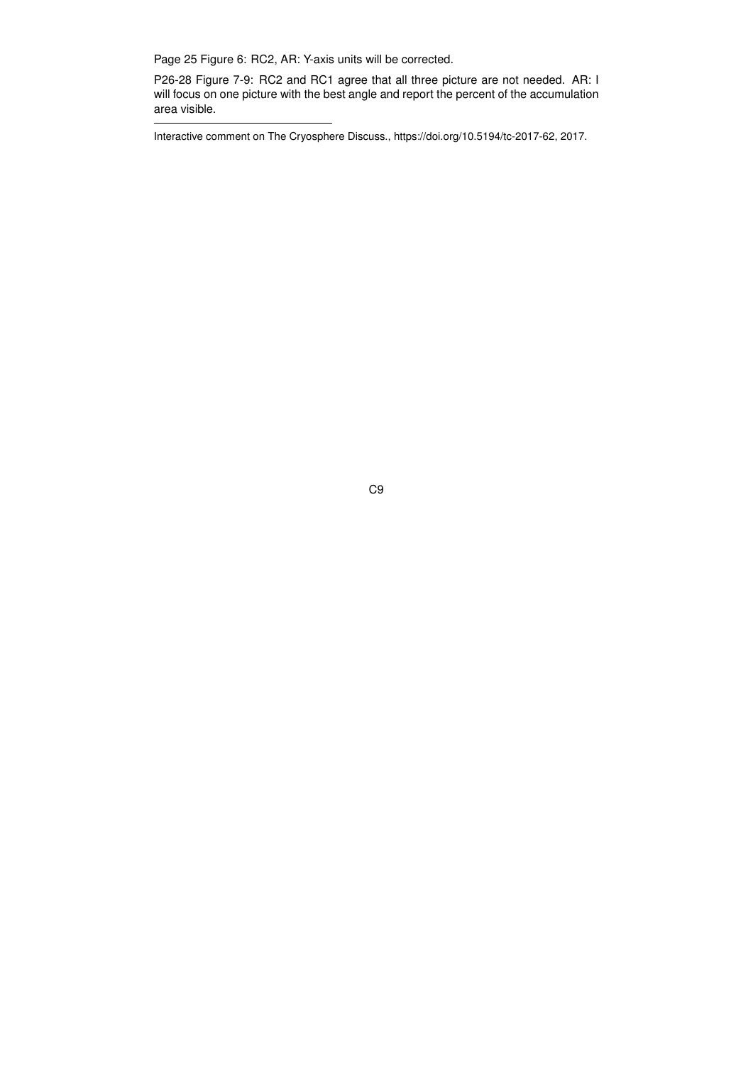Page 25 Figure 6: RC2, AR: Y-axis units will be corrected.

P26-28 Figure 7-9: RC2 and RC1 agree that all three picture are not needed. AR: I will focus on one picture with the best angle and report the percent of the accumulation area visible.

---

Interactive comment on The Cryosphere Discuss., https://doi.org/10.5194/tc-2017-62, 2017.